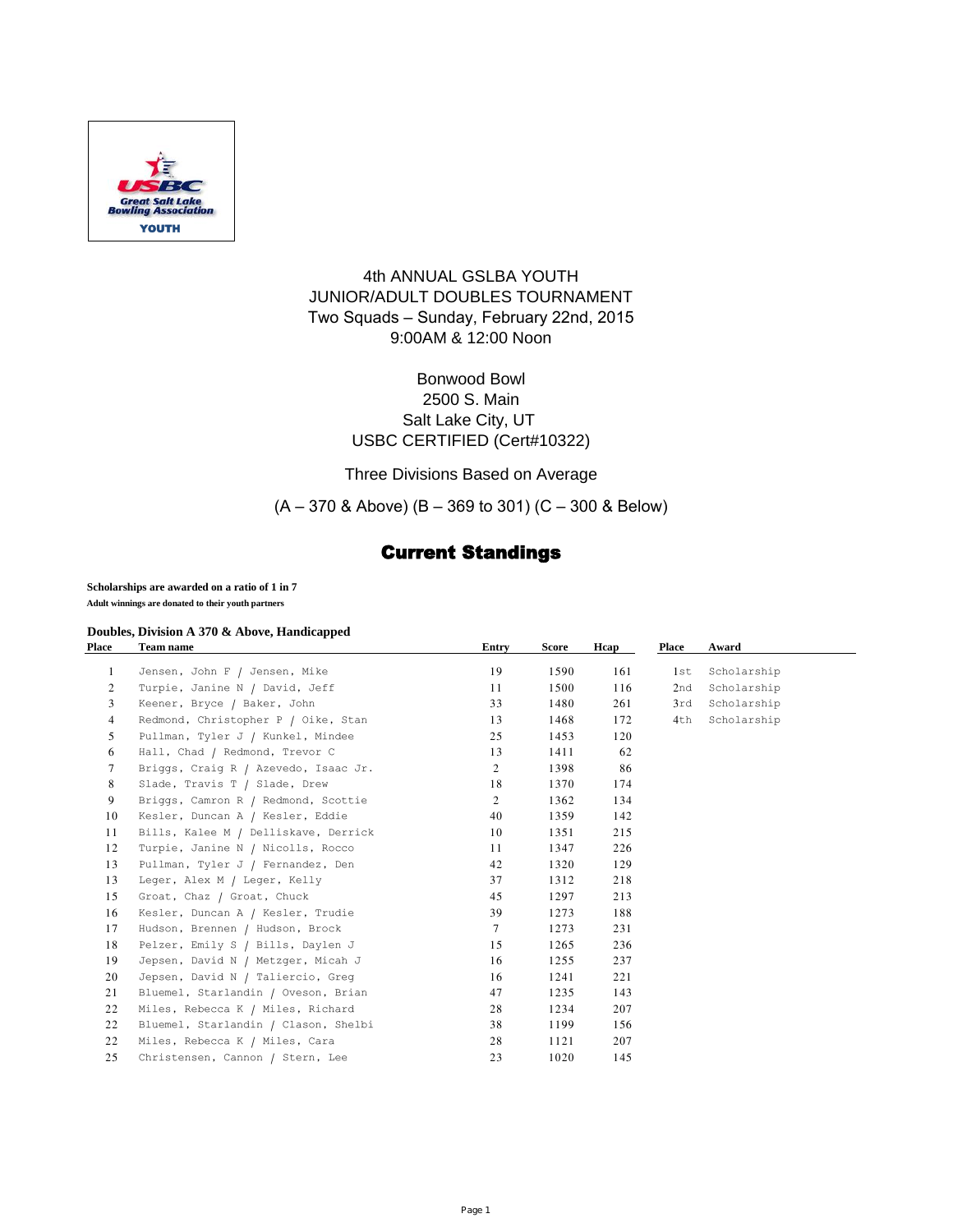4th ANNUAL GSLBA YOUTH
JUNIOR/ADULT DOUBLES TOURNAMENT
Two Squads – Sunday, February 22nd, 2015
9:00AM & 12:00 Noon

Bonwood Bowl
2500 S. Main
Salt Lake City, UT
USBC CERTIFIED (Cert#10322)

Three Divisions Based on Average

(A – 370 & Above) (B – 369 to 301) (C – 300 & Below)

# Current Standings

**Scholarships are awarded on a ratio of 1 in 7**

**Adult winnings are donated to their youth partners**

**Doubles, Division A 370 & Above, Handicapped**

| Place | Team name | Entry | Score | Hcap | Place | Award |
|---|---|---|---|---|---|---|
| 1 | Jensen, John F / Jensen, Mike | 19 | 1590 | 161 | 1st | Scholarship |
| 2 | Turpie, Janine N / David, Jeff | 11 | 1500 | 116 | 2nd | Scholarship |
| 3 | Keener, Bryce / Baker, John | 33 | 1480 | 261 | 3rd | Scholarship |
| 4 | Redmond, Christopher P / Oike, Stan | 13 | 1468 | 172 | 4th | Scholarship |
| 5 | Pullman, Tyler J / Kunkel, Mindee | 25 | 1453 | 120 | | |
| 6 | Hall, Chad / Redmond, Trevor C | 13 | 1411 | 62 | | |
| 7 | Briggs, Craig R / Azevedo, Isaac Jr. | 2 | 1398 | 86 | | |
| 8 | Slade, Travis T / Slade, Drew | 18 | 1370 | 174 | | |
| 9 | Briggs, Camron R / Redmond, Scottie | 2 | 1362 | 134 | | |
| 10 | Kesler, Duncan A / Kesler, Eddie | 40 | 1359 | 142 | | |
| 11 | Bills, Kalee M / Delliskave, Derrick | 10 | 1351 | 215 | | |
| 12 | Turpie, Janine N / Nicolls, Rocco | 11 | 1347 | 226 | | |
| 13 | Pullman, Tyler J / Fernandez, Den | 42 | 1320 | 129 | | |
| 13 | Leger, Alex M / Leger, Kelly | 37 | 1312 | 218 | | |
| 15 | Groat, Chaz / Groat, Chuck | 45 | 1297 | 213 | | |
| 16 | Kesler, Duncan A / Kesler, Trudie | 39 | 1273 | 188 | | |
| 17 | Hudson, Brennen / Hudson, Brock | 7 | 1273 | 231 | | |
| 18 | Pelzer, Emily S / Bills, Daylen J | 15 | 1265 | 236 | | |
| 19 | Jepsen, David N / Metzger, Micah J | 16 | 1255 | 237 | | |
| 20 | Jepsen, David N / Taliercio, Greg | 16 | 1241 | 221 | | |
| 21 | Bluemel, Starlandin / Oveson, Brian | 47 | 1235 | 143 | | |
| 22 | Miles, Rebecca K / Miles, Richard | 28 | 1234 | 207 | | |
| 22 | Bluemel, Starlandin / Clason, Shelbi | 38 | 1199 | 156 | | |
| 22 | Miles, Rebecca K / Miles, Cara | 28 | 1121 | 207 | | |
| 25 | Christensen, Cannon / Stern, Lee | 23 | 1020 | 145 | | |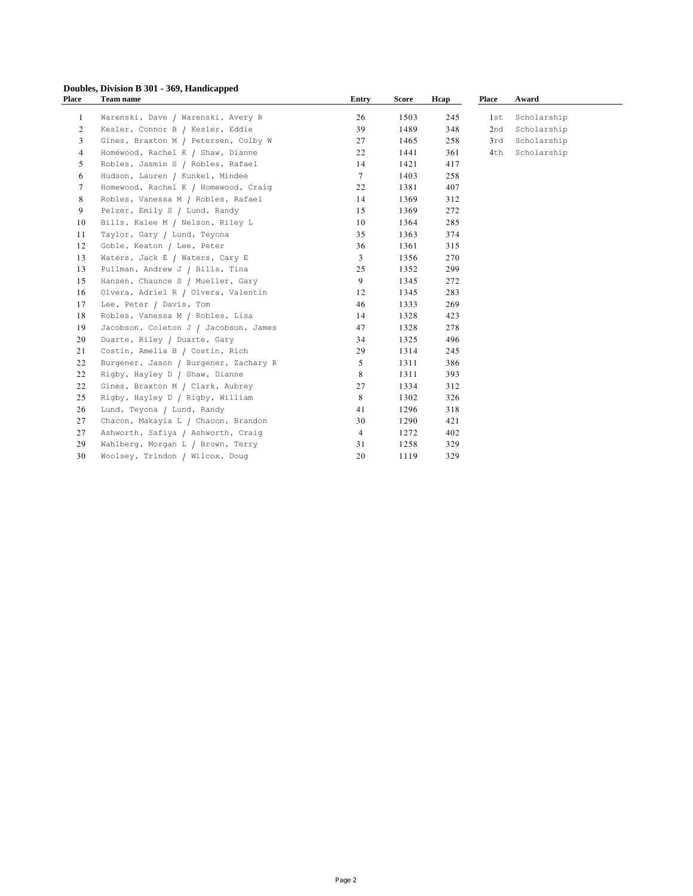**Doubles, Division B 301 - 369, Handicapped**

| Place | Team name | Entry | Score | Hcap | Place | Award |
|---|---|---|---|---|---|---|
| 1 | Warenski, Dave / Warenski, Avery R | 26 | 1503 | 245 | 1st | Scholarship |
| 2 | Kesler, Connor B / Kesler, Eddie | 39 | 1489 | 348 | 2nd | Scholarship |
| 3 | Gines, Braxton M / Petersen, Colby W | 27 | 1465 | 258 | 3rd | Scholarship |
| 4 | Homewood, Rachel K / Shaw, Dianne | 22 | 1441 | 361 | 4th | Scholarship |
| 5 | Robles, Jasmin S / Robles, Rafael | 14 | 1421 | 417 | | |
| 6 | Hudson, Lauren / Kunkel, Mindee | 7 | 1403 | 258 | | |
| 7 | Homewood, Rachel K / Homewood, Craig | 22 | 1381 | 407 | | |
| 8 | Robles, Vanessa M / Robles, Rafael | 14 | 1369 | 312 | | |
| 9 | Pelzer, Emily S / Lund, Randy | 15 | 1369 | 272 | | |
| 10 | Bills, Kalee M / Nelson, Riley L | 10 | 1364 | 285 | | |
| 11 | Taylor, Gary / Lund, Teyona | 35 | 1363 | 374 | | |
| 12 | Goble, Keaton / Lee, Peter | 36 | 1361 | 315 | | |
| 13 | Waters, Jack E / Waters, Cary E | 3 | 1356 | 270 | | |
| 13 | Pullman, Andrew J / Bills, Tina | 25 | 1352 | 299 | | |
| 15 | Hansen, Chaunce S / Mueller, Gary | 9 | 1345 | 272 | | |
| 16 | Olvera, Adriel R / Olvera, Valentin | 12 | 1345 | 283 | | |
| 17 | Lee, Peter / Davis, Tom | 46 | 1333 | 269 | | |
| 18 | Robles, Vanessa M / Robles, Lisa | 14 | 1328 | 423 | | |
| 19 | Jacobson, Coleton J / Jacobson, James | 47 | 1328 | 278 | | |
| 20 | Duarte, Riley / Duarte, Gary | 34 | 1325 | 496 | | |
| 21 | Costin, Amelia B / Costin, Rich | 29 | 1314 | 245 | | |
| 22 | Burgener, Jason / Burgener, Zachary R | 5 | 1311 | 386 | | |
| 22 | Rigby, Hayley D / Shaw, Dianne | 8 | 1311 | 393 | | |
| 22 | Gines, Braxton M / Clark, Aubrey | 27 | 1334 | 312 | | |
| 25 | Rigby, Hayley D / Rigby, William | 8 | 1302 | 326 | | |
| 26 | Lund, Teyona / Lund, Randy | 41 | 1296 | 318 | | |
| 27 | Chacon, Makayia L / Chacon, Brandon | 30 | 1290 | 421 | | |
| 27 | Ashworth, Safiya / Ashworth, Craig | 4 | 1272 | 402 | | |
| 29 | Wahlberg, Morgan L / Brown, Terry | 31 | 1258 | 329 | | |
| 30 | Woolsey, Trindon / Wilcox, Doug | 20 | 1119 | 329 | | |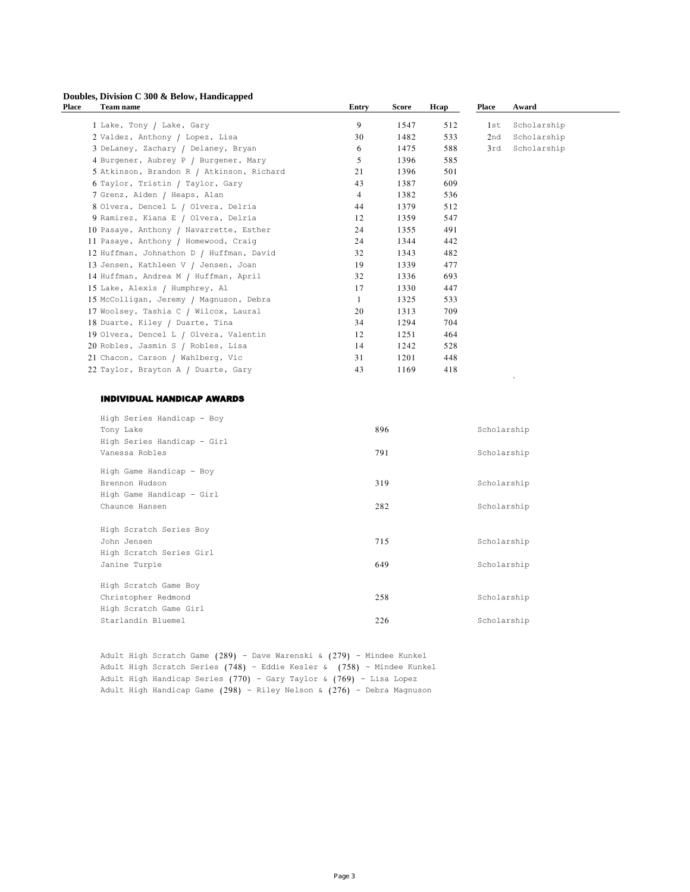**Doubles, Division C 300 & Below, Handicapped**

| Place | Team name | Entry | Score | Hcap | Place | Award |
|---|---|---|---|---|---|---|
| 1 | Lake, Tony / Lake, Gary | 9 | 1547 | 512 | 1st | Scholarship |
| 2 | Valdez, Anthony / Lopez, Lisa | 30 | 1482 | 533 | 2nd | Scholarship |
| 3 | DeLaney, Zachary / Delaney, Bryan | 6 | 1475 | 588 | 3rd | Scholarship |
| 4 | Burgener, Aubrey P / Burgener, Mary | 5 | 1396 | 585 | | |
| 5 | Atkinson, Brandon R / Atkinson, Richard | 21 | 1396 | 501 | | |
| 6 | Taylor, Tristin / Taylor, Gary | 43 | 1387 | 609 | | |
| 7 | Grenz, Aiden / Heaps, Alan | 4 | 1382 | 536 | | |
| 8 | Olvera, Dencel L / Olvera, Delria | 44 | 1379 | 512 | | |
| 9 | Ramirez, Kiana E / Olvera, Delria | 12 | 1359 | 547 | | |
| 10 | Pasaye, Anthony / Navarrette, Esther | 24 | 1355 | 491 | | |
| 11 | Pasaye, Anthony / Homewood, Craig | 24 | 1344 | 442 | | |
| 12 | Huffman, Johnathon D / Huffman, David | 32 | 1343 | 482 | | |
| 13 | Jensen, Kathleen V / Jensen, Joan | 19 | 1339 | 477 | | |
| 14 | Huffman, Andrea M / Huffman, April | 32 | 1336 | 693 | | |
| 15 | Lake, Alexis / Humphrey, Al | 17 | 1330 | 447 | | |
| 15 | McColligan, Jeremy / Magnuson, Debra | 1 | 1325 | 533 | | |
| 17 | Woolsey, Tashia C / Wilcox, Laural | 20 | 1313 | 709 | | |
| 18 | Duarte, Kiley / Duarte, Tina | 34 | 1294 | 704 | | |
| 19 | Olvera, Dencel L / Olvera, Valentin | 12 | 1251 | 464 | | |
| 20 | Robles, Jasmin S / Robles, Lisa | 14 | 1242 | 528 | | |
| 21 | Chacon, Carson / Wahlberg, Vic | 31 | 1201 | 448 | | |
| 22 | Taylor, Brayton A / Duarte, Gary | 43 | 1169 | 418 | | |

## INDIVIDUAL HANDICAP AWARDS

| | | |
|---|---|---|
| High Series Handicap - Boy | | |
| Tony Lake | 896 | Scholarship |
| High Series Handicap - Girl | | |
| Vanessa Robles | 791 | Scholarship |
| High Game Handicap - Boy | | |
| Brennon Hudson | 319 | Scholarship |
| High Game Handicap - Girl | | |
| Chaunce Hansen | 282 | Scholarship |
| High Scratch Series Boy | | |
| John Jensen | 715 | Scholarship |
| High Scratch Series Girl | | |
| Janine Turpie | 649 | Scholarship |
| High Scratch Game Boy | | |
| Christopher Redmond | 258 | Scholarship |
| High Scratch Game Girl | | |
| Starlandin Bluemel | 226 | Scholarship |

Adult High Scratch Game (289) - Dave Warenski & (279) - Mindee Kunkel
Adult High Scratch Series (748) - Eddie Kesler & (758) - Mindee Kunkel
Adult High Handicap Series (770) - Gary Taylor & (769) - Lisa Lopez
Adult High Handicap Game (298) - Riley Nelson & (276) - Debra Magnuson